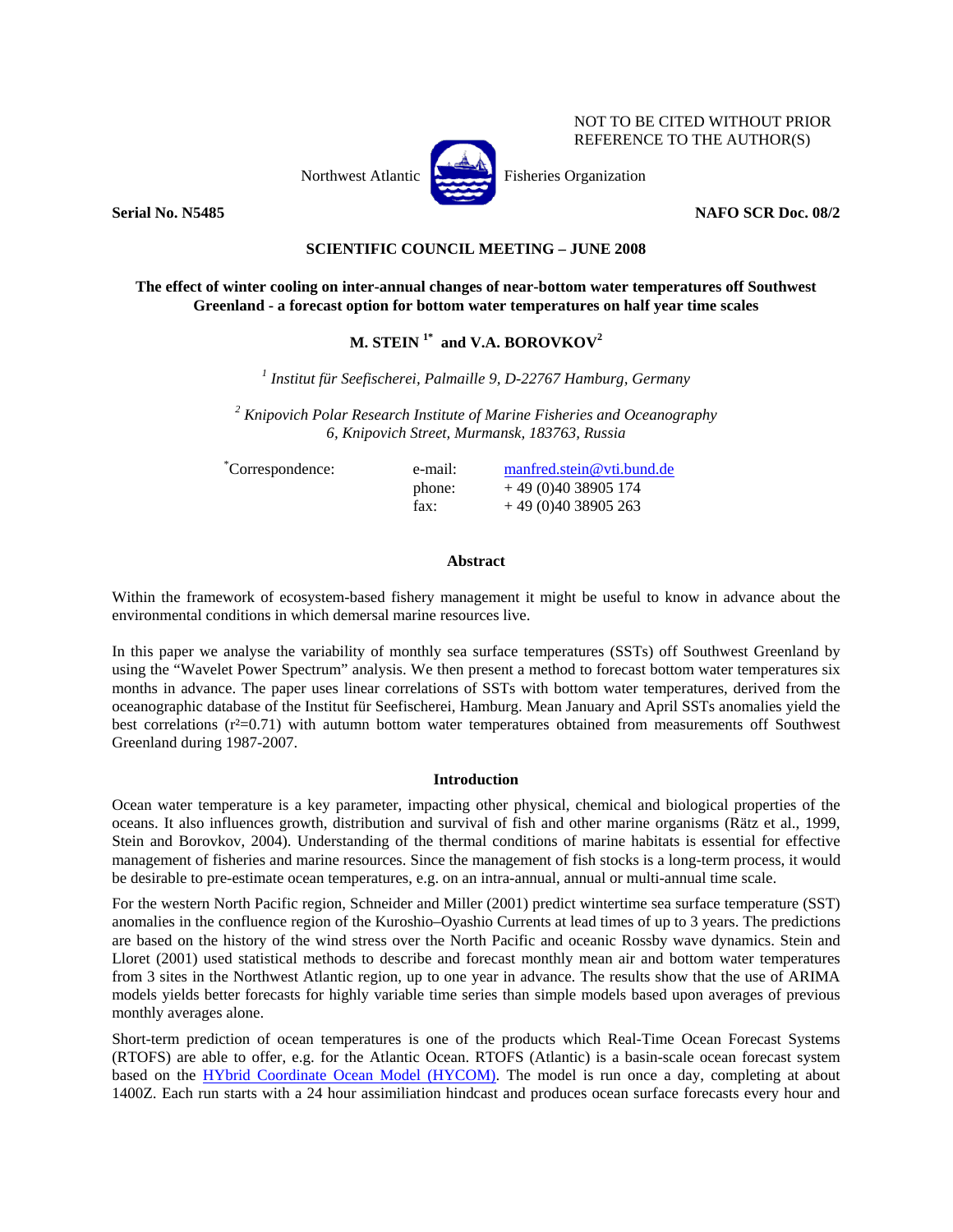NOT TO BE CITED WITHOUT PRIOR REFERENCE TO THE AUTHOR(S)

Northwest Atlantic Fisheries Organization

**Serial No. N5485** **NAFO SCR Doc. 08/2**

**SCIENTIFIC COUNCIL MEETING – JUNE 2008**

# The effect of winter cooling on inter-annual changes of near-bottom water temperatures off Southwest Greenland - a forecast option for bottom water temperatures on half year time scales

**M. STEIN [1*] and V.A. BOROVKOV[2]**

[1] *Institut für Seefischerei, Palmaille 9, D-22767 Hamburg, Germany*

[2] *Knipovich Polar Research Institute of Marine Fisheries and Oceanography 6, Knipovich Street, Murmansk, 183763, Russia*

[*]Correspondence: e-mail: manfred.stein@vti.bund.de
phone: + 49 (0)40 38905 174
fax: + 49 (0)40 38905 263

## Abstract

Within the framework of ecosystem-based fishery management it might be useful to know in advance about the environmental conditions in which demersal marine resources live.

In this paper we analyse the variability of monthly sea surface temperatures (SSTs) off Southwest Greenland by using the "Wavelet Power Spectrum" analysis. We then present a method to forecast bottom water temperatures six months in advance. The paper uses linear correlations of SSTs with bottom water temperatures, derived from the oceanographic database of the Institut für Seefischerei, Hamburg. Mean January and April SSTs anomalies yield the best correlations ($r^2$=0.71) with autumn bottom water temperatures obtained from measurements off Southwest Greenland during 1987-2007.

## Introduction

Ocean water temperature is a key parameter, impacting other physical, chemical and biological properties of the oceans. It also influences growth, distribution and survival of fish and other marine organisms (Rätz et al., 1999, Stein and Borovkov, 2004). Understanding of the thermal conditions of marine habitats is essential for effective management of fisheries and marine resources. Since the management of fish stocks is a long-term process, it would be desirable to pre-estimate ocean temperatures, e.g. on an intra-annual, annual or multi-annual time scale.

For the western North Pacific region, Schneider and Miller (2001) predict wintertime sea surface temperature (SST) anomalies in the confluence region of the Kuroshio–Oyashio Currents at lead times of up to 3 years. The predictions are based on the history of the wind stress over the North Pacific and oceanic Rossby wave dynamics. Stein and Lloret (2001) used statistical methods to describe and forecast monthly mean air and bottom water temperatures from 3 sites in the Northwest Atlantic region, up to one year in advance. The results show that the use of ARIMA models yields better forecasts for highly variable time series than simple models based upon averages of previous monthly averages alone.

Short-term prediction of ocean temperatures is one of the products which Real-Time Ocean Forecast Systems (RTOFS) are able to offer, e.g. for the Atlantic Ocean. RTOFS (Atlantic) is a basin-scale ocean forecast system based on the HYbrid Coordinate Ocean Model (HYCOM). The model is run once a day, completing at about 1400Z. Each run starts with a 24 hour assimiliation hindcast and produces ocean surface forecasts every hour and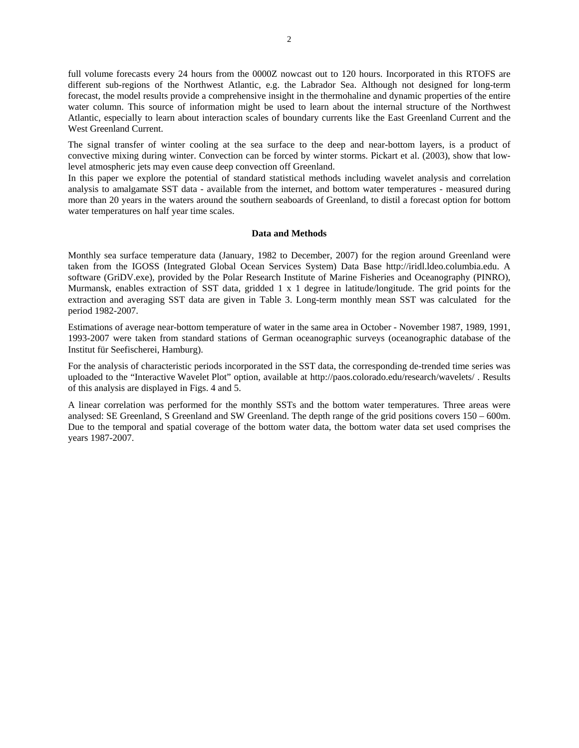full volume forecasts every 24 hours from the 0000Z nowcast out to 120 hours. Incorporated in this RTOFS are different sub-regions of the Northwest Atlantic, e.g. the Labrador Sea. Although not designed for long-term forecast, the model results provide a comprehensive insight in the thermohaline and dynamic properties of the entire water column. This source of information might be used to learn about the internal structure of the Northwest Atlantic, especially to learn about interaction scales of boundary currents like the East Greenland Current and the West Greenland Current.

The signal transfer of winter cooling at the sea surface to the deep and near-bottom layers, is a product of convective mixing during winter. Convection can be forced by winter storms. Pickart et al. (2003), show that low-level atmospheric jets may even cause deep convection off Greenland.

In this paper we explore the potential of standard statistical methods including wavelet analysis and correlation analysis to amalgamate SST data - available from the internet, and bottom water temperatures - measured during more than 20 years in the waters around the southern seaboards of Greenland, to distil a forecast option for bottom water temperatures on half year time scales.

## Data and Methods

Monthly sea surface temperature data (January, 1982 to December, 2007) for the region around Greenland were taken from the IGOSS (Integrated Global Ocean Services System) Data Base http://iridl.ldeo.columbia.edu. A software (GriDV.exe), provided by the Polar Research Institute of Marine Fisheries and Oceanography (PINRO), Murmansk, enables extraction of SST data, gridded 1 x 1 degree in latitude/longitude. The grid points for the extraction and averaging SST data are given in Table 3. Long-term monthly mean SST was calculated for the period 1982-2007.

Estimations of average near-bottom temperature of water in the same area in October - November 1987, 1989, 1991, 1993-2007 were taken from standard stations of German oceanographic surveys (oceanographic database of the Institut für Seefischerei, Hamburg).

For the analysis of characteristic periods incorporated in the SST data, the corresponding de-trended time series was uploaded to the "Interactive Wavelet Plot" option, available at http://paos.colorado.edu/research/wavelets/ . Results of this analysis are displayed in Figs. 4 and 5.

A linear correlation was performed for the monthly SSTs and the bottom water temperatures. Three areas were analysed: SE Greenland, S Greenland and SW Greenland. The depth range of the grid positions covers 150 – 600m. Due to the temporal and spatial coverage of the bottom water data, the bottom water data set used comprises the years 1987-2007.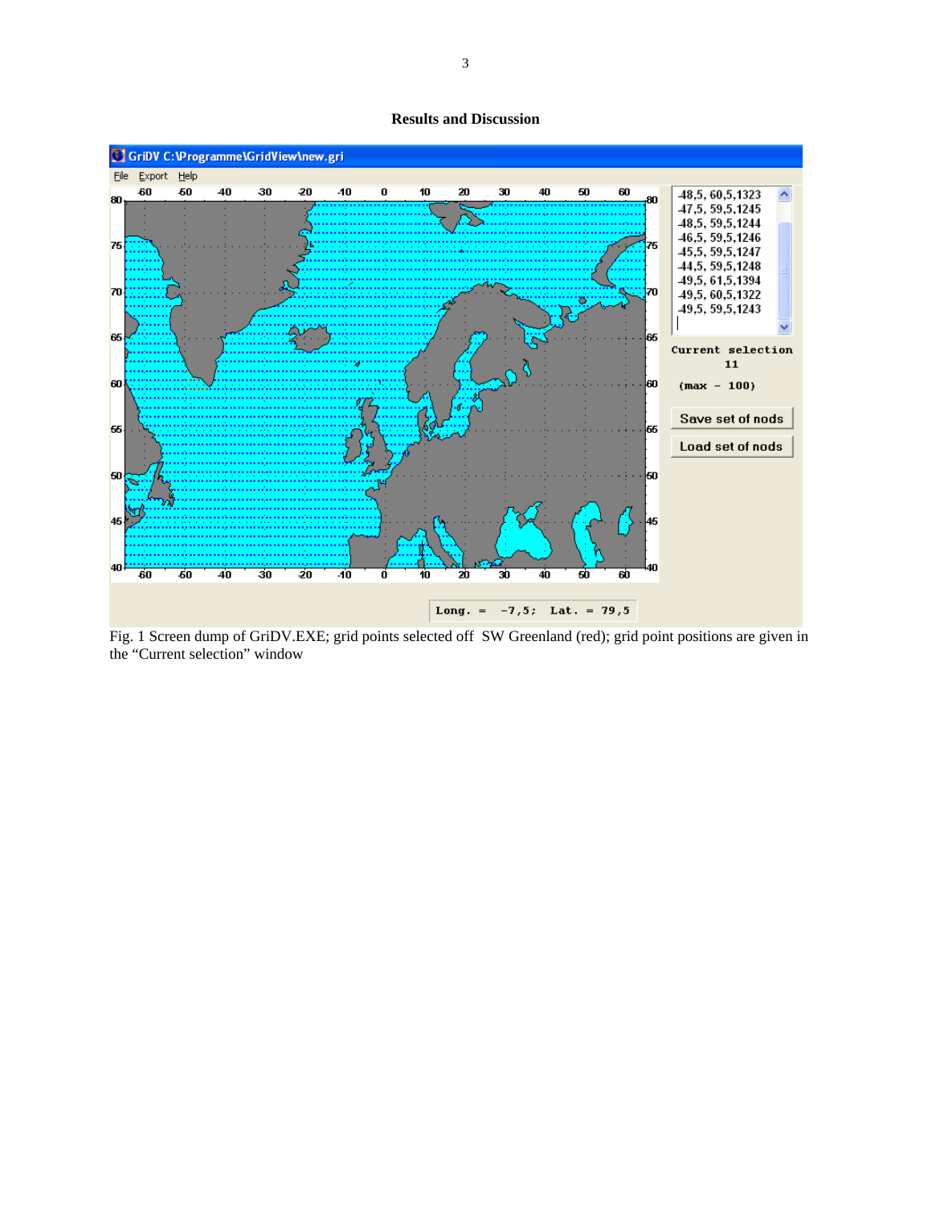## Results and Discussion

Fig. 1 Screen dump of GriDV.EXE; grid points selected off SW Greenland (red); grid point positions are given in the "Current selection" window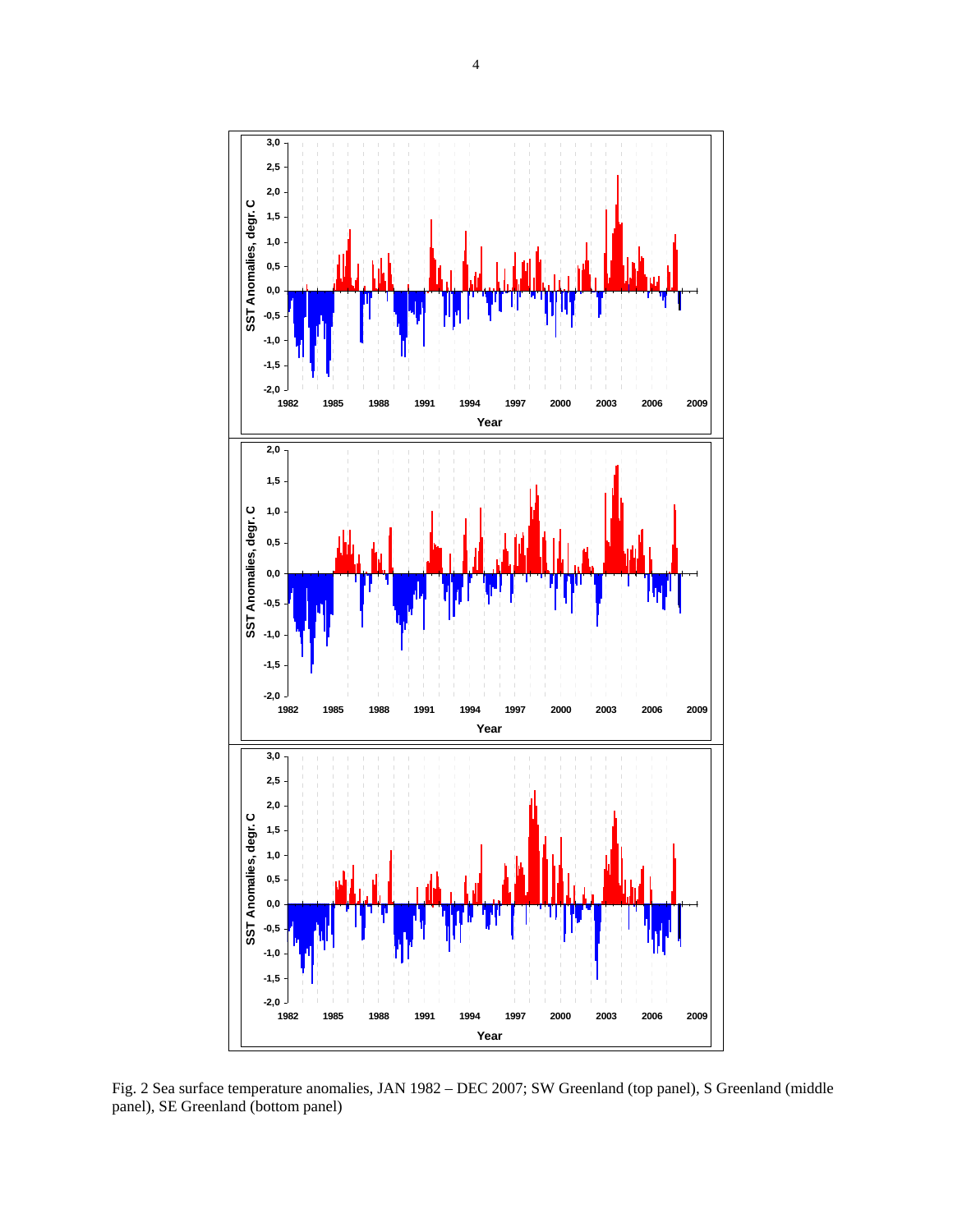Fig. 2 Sea surface temperature anomalies, JAN 1982 – DEC 2007; SW Greenland (top panel), S Greenland (middle panel), SE Greenland (bottom panel)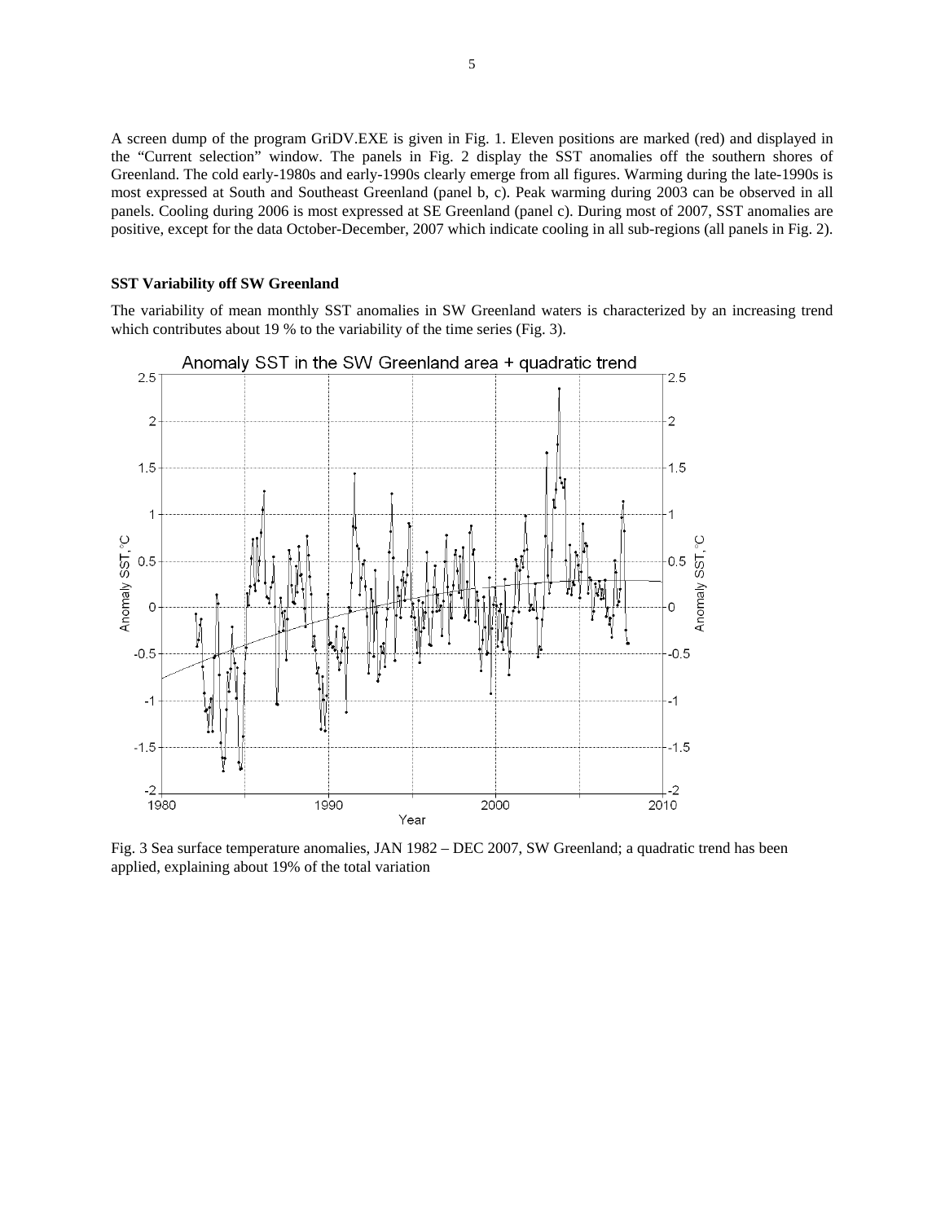A screen dump of the program GriDV.EXE is given in Fig. 1. Eleven positions are marked (red) and displayed in the "Current selection" window. The panels in Fig. 2 display the SST anomalies off the southern shores of Greenland. The cold early-1980s and early-1990s clearly emerge from all figures. Warming during the late-1990s is most expressed at South and Southeast Greenland (panel b, c). Peak warming during 2003 can be observed in all panels. Cooling during 2006 is most expressed at SE Greenland (panel c). During most of 2007, SST anomalies are positive, except for the data October-December, 2007 which indicate cooling in all sub-regions (all panels in Fig. 2).

### SST Variability off SW Greenland

The variability of mean monthly SST anomalies in SW Greenland waters is characterized by an increasing trend which contributes about 19 % to the variability of the time series (Fig. 3).

Fig. 3 Sea surface temperature anomalies, JAN 1982 – DEC 2007, SW Greenland; a quadratic trend has been applied, explaining about 19% of the total variation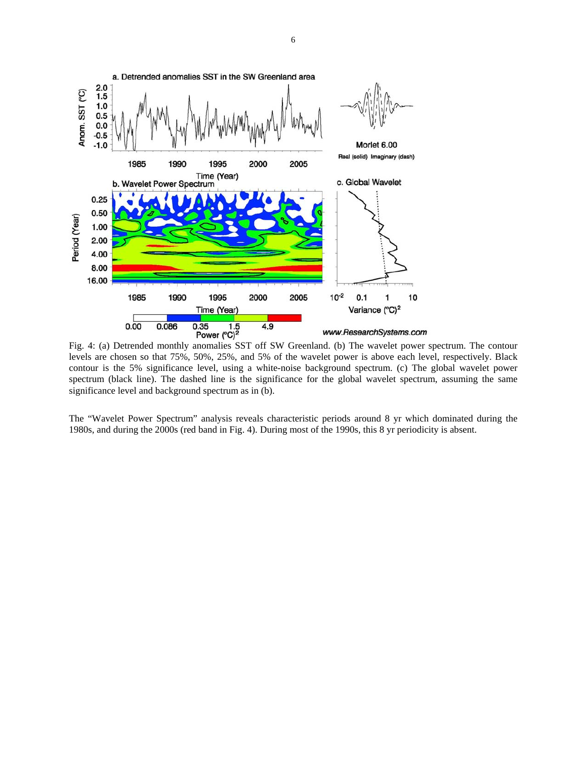Fig. 4: (a) Detrended monthly anomalies SST off SW Greenland. (b) The wavelet power spectrum. The contour levels are chosen so that 75%, 50%, 25%, and 5% of the wavelet power is above each level, respectively. Black contour is the 5% significance level, using a white-noise background spectrum. (c) The global wavelet power spectrum (black line). The dashed line is the significance for the global wavelet spectrum, assuming the same significance level and background spectrum as in (b).

The "Wavelet Power Spectrum" analysis reveals characteristic periods around 8 yr which dominated during the 1980s, and during the 2000s (red band in Fig. 4). During most of the 1990s, this 8 yr periodicity is absent.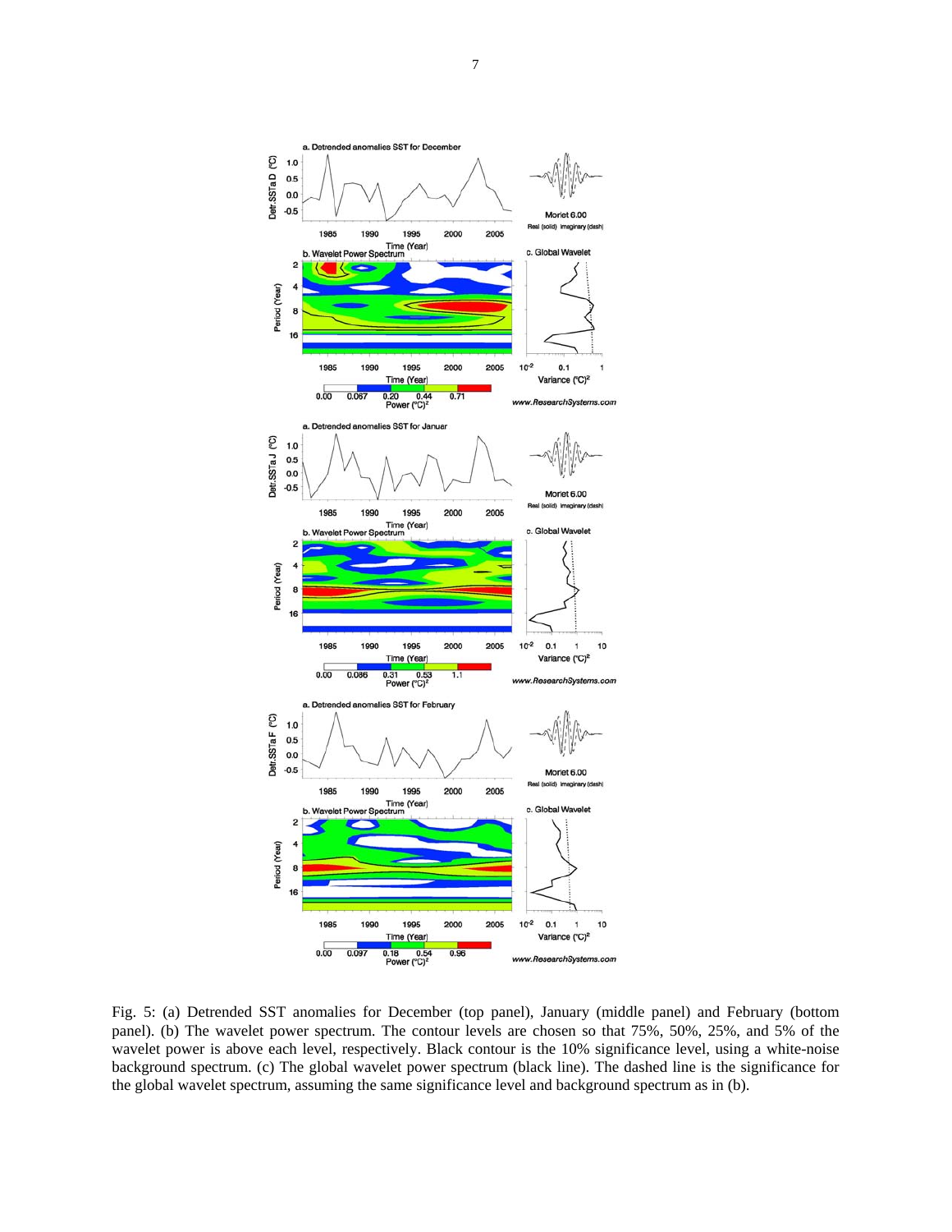Fig. 5: (a) Detrended SST anomalies for December (top panel), January (middle panel) and February (bottom panel). (b) The wavelet power spectrum. The contour levels are chosen so that 75%, 50%, 25%, and 5% of the wavelet power is above each level, respectively. Black contour is the 10% significance level, using a white-noise background spectrum. (c) The global wavelet power spectrum (black line). The dashed line is the significance for the global wavelet spectrum, assuming the same significance level and background spectrum as in (b).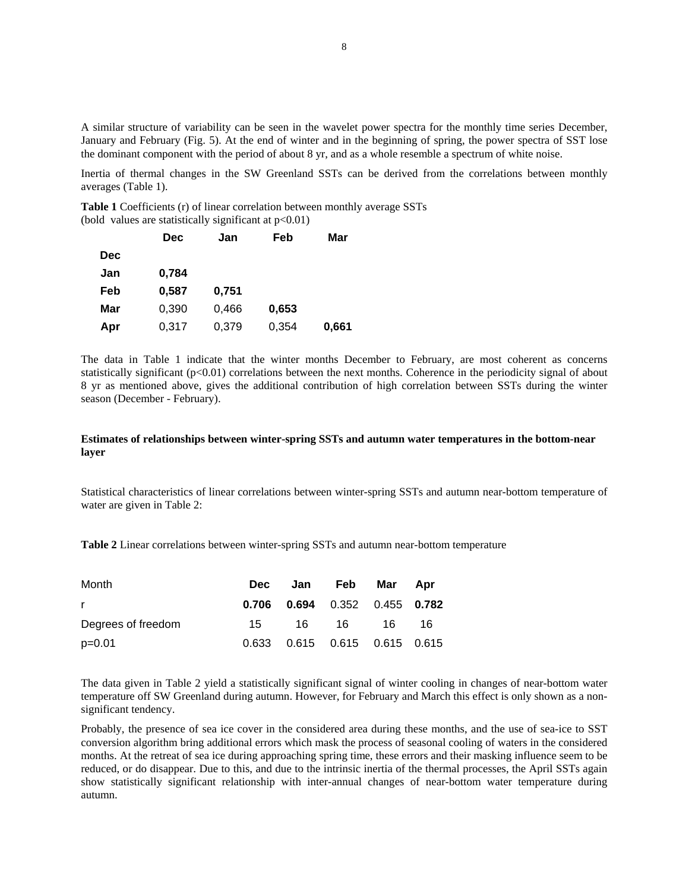A similar structure of variability can be seen in the wavelet power spectra for the monthly time series December, January and February (Fig. 5). At the end of winter and in the beginning of spring, the power spectra of SST lose the dominant component with the period of about 8 yr, and as a whole resemble a spectrum of white noise.

Inertia of thermal changes in the SW Greenland SSTs can be derived from the correlations between monthly averages (Table 1).

**Table 1** Coefficients (r) of linear correlation between monthly average SSTs (bold values are statistically significant at $p<0.01$)

| | **Dec** | **Jan** | **Feb** | **Mar** |
|---|---|---|---|---|
| **Dec** | | | | |
| **Jan** | **0,784** | | | |
| **Feb** | **0,587** | **0,751** | | |
| **Mar** | 0,390 | 0,466 | **0,653** | |
| **Apr** | 0,317 | 0,379 | 0,354 | **0,661** |

The data in Table 1 indicate that the winter months December to February, are most coherent as concerns statistically significant ($p<0.01$) correlations between the next months. Coherence in the periodicity signal of about 8 yr as mentioned above, gives the additional contribution of high correlation between SSTs during the winter season (December - February).

**Estimates of relationships between winter-spring SSTs and autumn water temperatures in the bottom-near layer**

Statistical characteristics of linear correlations between winter-spring SSTs and autumn near-bottom temperature of water are given in Table 2:

**Table 2** Linear correlations between winter-spring SSTs and autumn near-bottom temperature

| Month | **Dec** | **Jan** | **Feb** | **Mar** | **Apr** |
|---|---|---|---|---|---|
| r | **0.706** | **0.694** | 0.352 | 0.455 | **0.782** |
| Degrees of freedom | 15 | 16 | 16 | 16 | 16 |
| p=0.01 | 0.633 | 0.615 | 0.615 | 0.615 | 0.615 |

The data given in Table 2 yield a statistically significant signal of winter cooling in changes of near-bottom water temperature off SW Greenland during autumn. However, for February and March this effect is only shown as a non-significant tendency.

Probably, the presence of sea ice cover in the considered area during these months, and the use of sea-ice to SST conversion algorithm bring additional errors which mask the process of seasonal cooling of waters in the considered months. At the retreat of sea ice during approaching spring time, these errors and their masking influence seem to be reduced, or do disappear. Due to this, and due to the intrinsic inertia of the thermal processes, the April SSTs again show statistically significant relationship with inter-annual changes of near-bottom water temperature during autumn.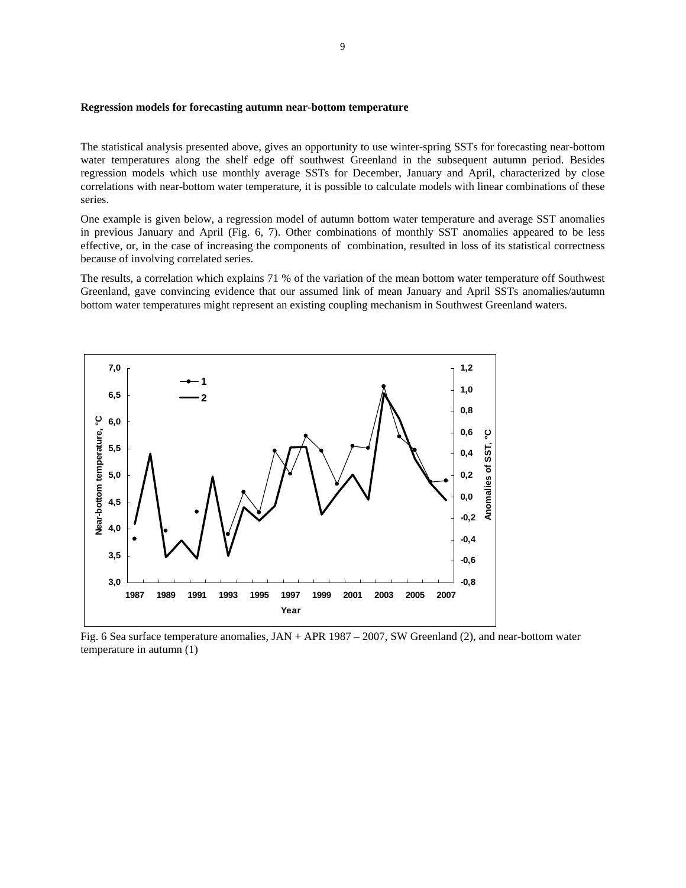**Regression models for forecasting autumn near-bottom temperature**

The statistical analysis presented above, gives an opportunity to use winter-spring SSTs for forecasting near-bottom water temperatures along the shelf edge off southwest Greenland in the subsequent autumn period. Besides regression models which use monthly average SSTs for December, January and April, characterized by close correlations with near-bottom water temperature, it is possible to calculate models with linear combinations of these series.

One example is given below, a regression model of autumn bottom water temperature and average SST anomalies in previous January and April (Fig. 6, 7). Other combinations of monthly SST anomalies appeared to be less effective, or, in the case of increasing the components of combination, resulted in loss of its statistical correctness because of involving correlated series.

The results, a correlation which explains 71 % of the variation of the mean bottom water temperature off Southwest Greenland, gave convincing evidence that our assumed link of mean January and April SSTs anomalies/autumn bottom water temperatures might represent an existing coupling mechanism in Southwest Greenland waters.

Fig. 6 Sea surface temperature anomalies, JAN + APR 1987 – 2007, SW Greenland (2), and near-bottom water temperature in autumn (1)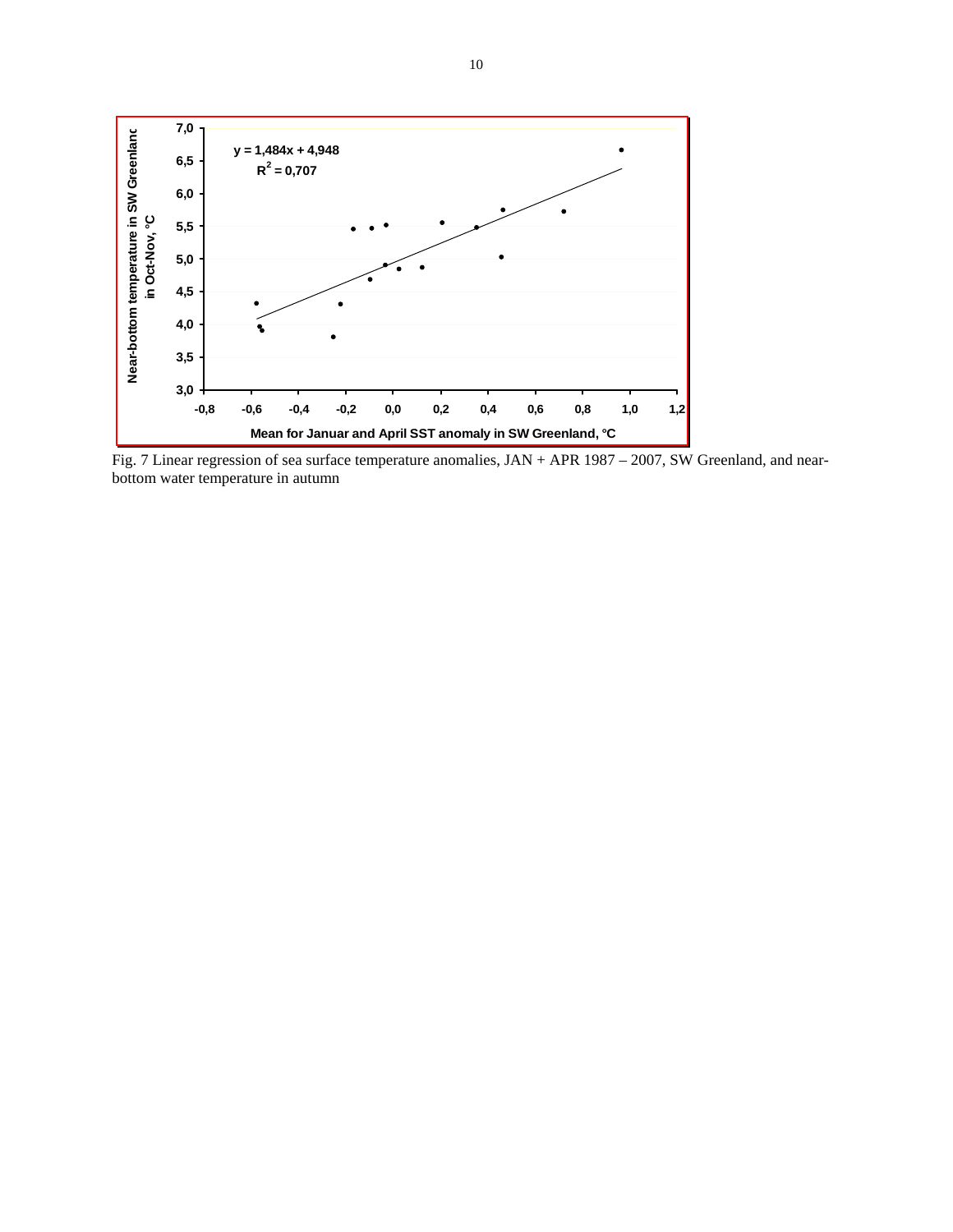Fig. 7 Linear regression of sea surface temperature anomalies, JAN + APR 1987 – 2007, SW Greenland, and near-bottom water temperature in autumn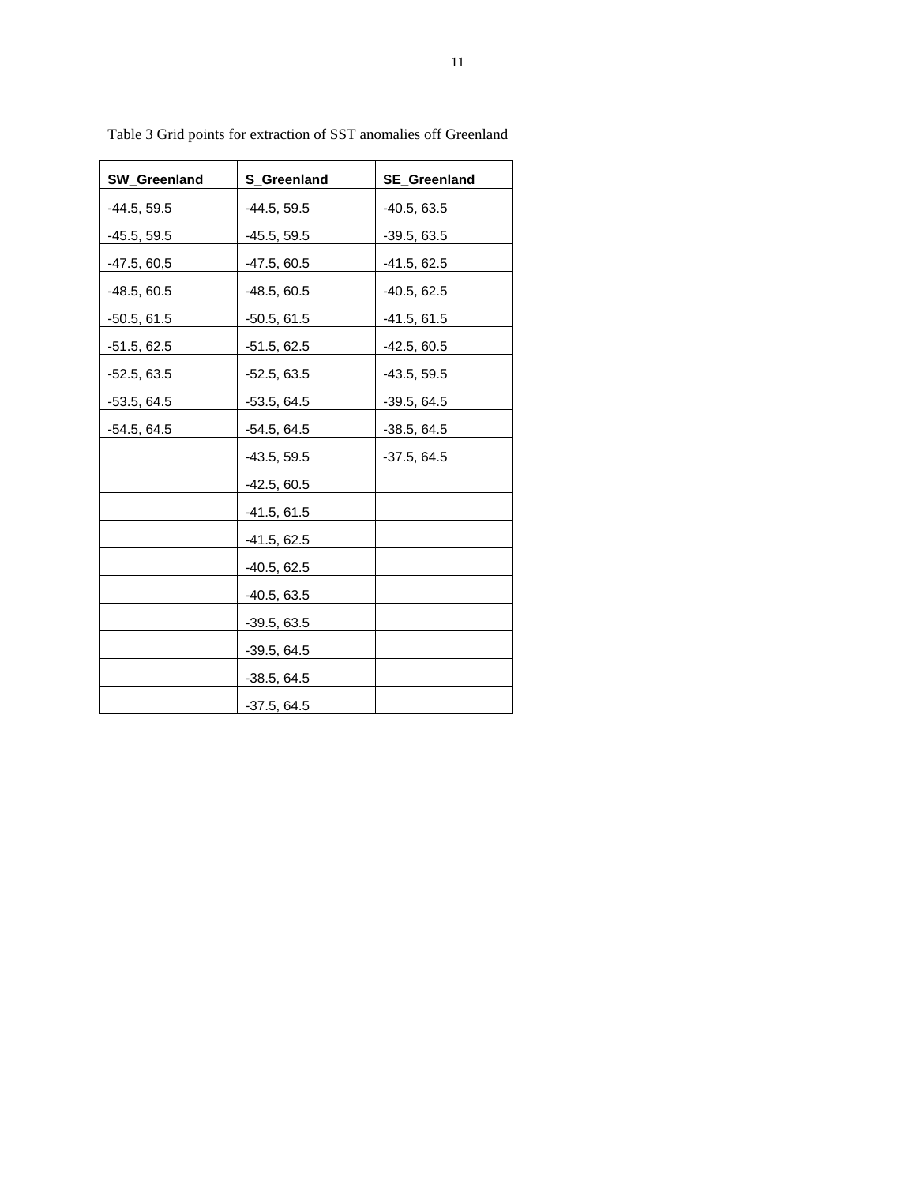Table 3 Grid points for extraction of SST anomalies off Greenland

| SW_Greenland | S_Greenland | SE_Greenland |
|---|---|---|
| -44.5, 59.5 | -44.5, 59.5 | -40.5, 63.5 |
| -45.5, 59.5 | -45.5, 59.5 | -39.5, 63.5 |
| -47.5, 60,5 | -47.5, 60.5 | -41.5, 62.5 |
| -48.5, 60.5 | -48.5, 60.5 | -40.5, 62.5 |
| -50.5, 61.5 | -50.5, 61.5 | -41.5, 61.5 |
| -51.5, 62.5 | -51.5, 62.5 | -42.5, 60.5 |
| -52.5, 63.5 | -52.5, 63.5 | -43.5, 59.5 |
| -53.5, 64.5 | -53.5, 64.5 | -39.5, 64.5 |
| -54.5, 64.5 | -54.5, 64.5 | -38.5, 64.5 |
| | -43.5, 59.5 | -37.5, 64.5 |
| | -42.5, 60.5 | |
| | -41.5, 61.5 | |
| | -41.5, 62.5 | |
| | -40.5, 62.5 | |
| | -40.5, 63.5 | |
| | -39.5, 63.5 | |
| | -39.5, 64.5 | |
| | -38.5, 64.5 | |
| | -37.5, 64.5 | |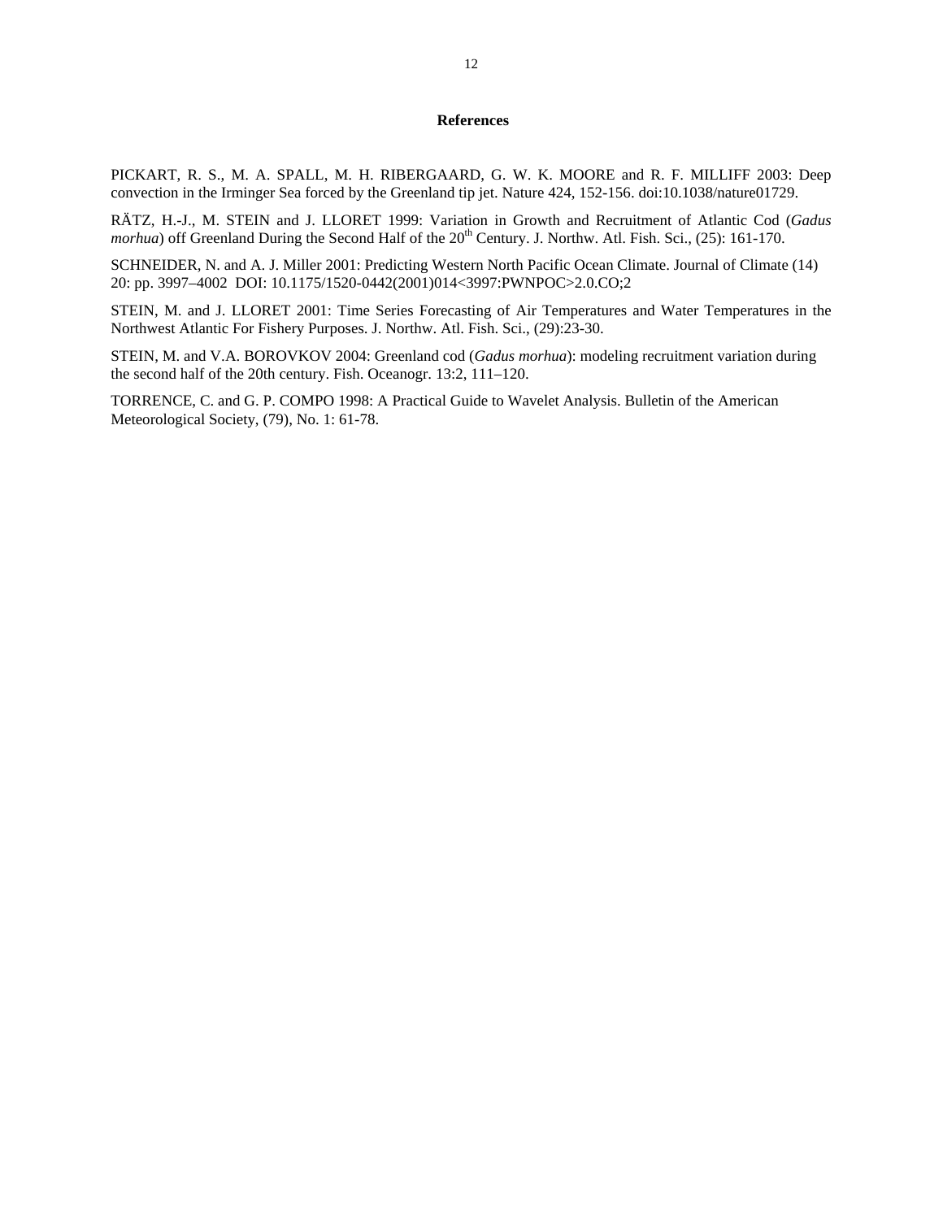## References

PICKART, R. S., M. A. SPALL, M. H. RIBERGAARD, G. W. K. MOORE and R. F. MILLIFF 2003: Deep convection in the Irminger Sea forced by the Greenland tip jet. Nature 424, 152-156. doi:10.1038/nature01729.

RÄTZ, H.-J., M. STEIN and J. LLORET 1999: Variation in Growth and Recruitment of Atlantic Cod (*Gadus morhua*) off Greenland During the Second Half of the 20th Century. J. Northw. Atl. Fish. Sci., (25): 161-170.

SCHNEIDER, N. and A. J. Miller 2001: Predicting Western North Pacific Ocean Climate. Journal of Climate (14) 20: pp. 3997–4002 DOI: 10.1175/1520-0442(2001)014<3997:PWNPOC>2.0.CO;2

STEIN, M. and J. LLORET 2001: Time Series Forecasting of Air Temperatures and Water Temperatures in the Northwest Atlantic For Fishery Purposes. J. Northw. Atl. Fish. Sci., (29):23-30.

STEIN, M. and V.A. BOROVKOV 2004: Greenland cod (*Gadus morhua*): modeling recruitment variation during the second half of the 20th century. Fish. Oceanogr. 13:2, 111–120.

TORRENCE, C. and G. P. COMPO 1998: A Practical Guide to Wavelet Analysis. Bulletin of the American Meteorological Society, (79), No. 1: 61-78.